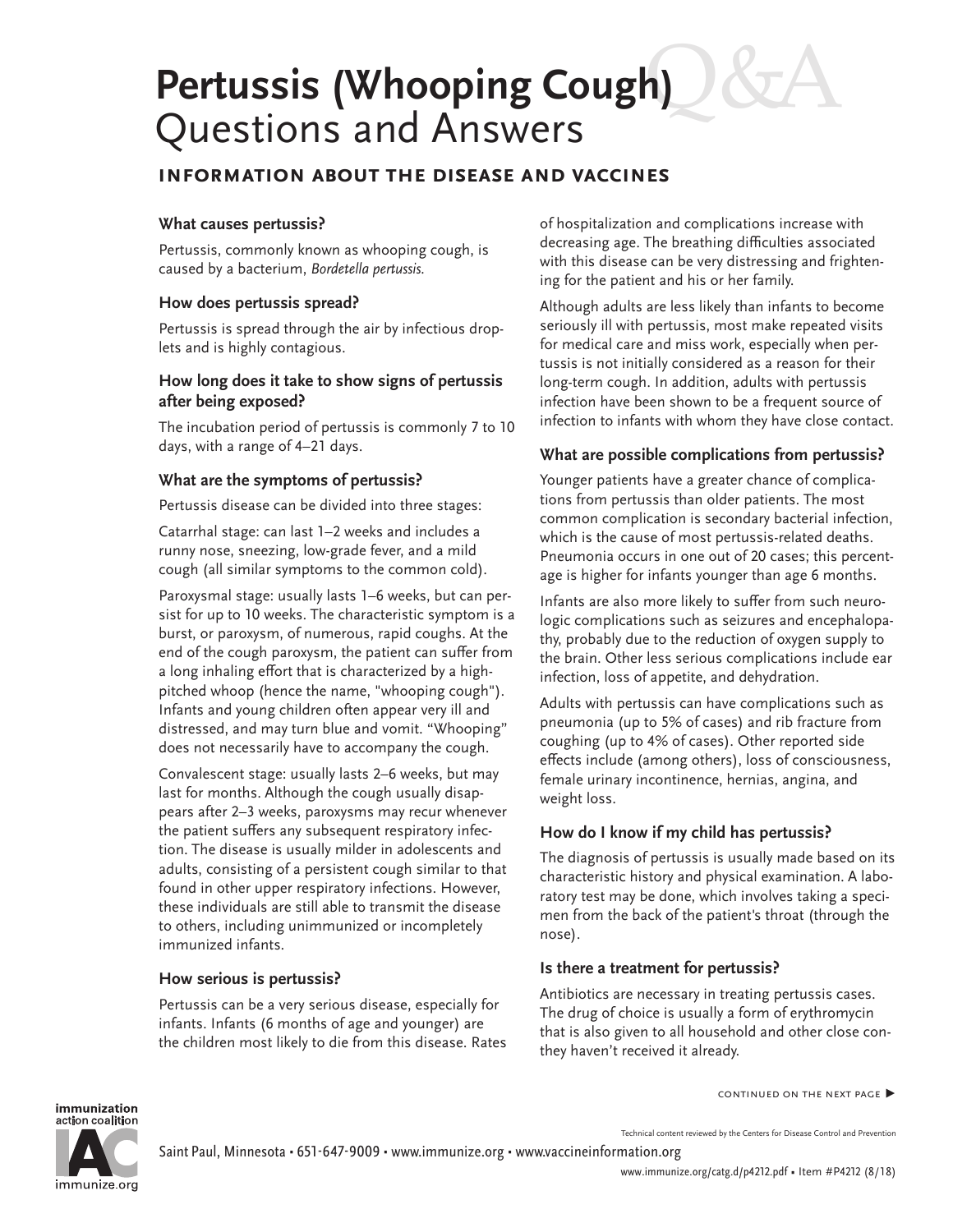# Pertussis (Whooping Cough) Questions and Answers

## Information about the disease and vaccines

### What causes pertussis?

Pertussis, commonly known as whooping cough, is caused by a bacterium, *Bordetella pertussis*.

### How does pertussis spread?

Pertussis is spread through the air by infectious droplets and is highly contagious.

### How long does it take to show signs of pertussis after being exposed?

The incubation period of pertussis is commonly 7 to 10 days, with a range of 4–21 days.

### What are the symptoms of pertussis?

Pertussis disease can be divided into three stages:

Catarrhal stage: can last 1–2 weeks and includes a runny nose, sneezing, low-grade fever, and a mild cough (all similar symptoms to the common cold).

Paroxysmal stage: usually lasts 1–6 weeks, but can persist for up to 10 weeks. The characteristic symptom is a burst, or paroxysm, of numerous, rapid coughs. At the end of the cough paroxysm, the patient can suffer from a long inhaling effort that is characterized by a high-pitched whoop (hence the name, "whooping cough"). Infants and young children often appear very ill and distressed, and may turn blue and vomit. "Whooping" does not necessarily have to accompany the cough.

Convalescent stage: usually lasts 2–6 weeks, but may last for months. Although the cough usually disappears after 2–3 weeks, paroxysms may recur whenever the patient suffers any subsequent respiratory infection. The disease is usually milder in adolescents and adults, consisting of a persistent cough similar to that found in other upper respiratory infections. However, these individuals are still able to transmit the disease to others, including unimmunized or incompletely immunized infants.

### How serious is pertussis?

Pertussis can be a very serious disease, especially for infants. Infants (6 months of age and younger) are the children most likely to die from this disease. Rates of hospitalization and complications increase with decreasing age. The breathing difficulties associated with this disease can be very distressing and frightening for the patient and his or her family.

Although adults are less likely than infants to become seriously ill with pertussis, most make repeated visits for medical care and miss work, especially when pertussis is not initially considered as a reason for their long-term cough. In addition, adults with pertussis infection have been shown to be a frequent source of infection to infants with whom they have close contact.

### What are possible complications from pertussis?

Younger patients have a greater chance of complications from pertussis than older patients. The most common complication is secondary bacterial infection, which is the cause of most pertussis-related deaths. Pneumonia occurs in one out of 20 cases; this percentage is higher for infants younger than age 6 months.

Infants are also more likely to suffer from such neurologic complications such as seizures and encephalopathy, probably due to the reduction of oxygen supply to the brain. Other less serious complications include ear infection, loss of appetite, and dehydration.

Adults with pertussis can have complications such as pneumonia (up to 5% of cases) and rib fracture from coughing (up to 4% of cases). Other reported side effects include (among others), loss of consciousness, female urinary incontinence, hernias, angina, and weight loss.

### How do I know if my child has pertussis?

The diagnosis of pertussis is usually made based on its characteristic history and physical examination. A laboratory test may be done, which involves taking a specimen from the back of the patient's throat (through the nose).

### Is there a treatment for pertussis?

Antibiotics are necessary in treating pertussis cases. The drug of choice is usually a form of erythromycin that is also given to all household and other close con- they haven't received it already.

continued on the next page ▶

Technical content reviewed by the Centers for Disease Control and Prevention

Saint Paul, Minnesota • 651-647-9009 • www.immunize.org • www.vaccineinformation.org

www.immunize.org/catg.d/p4212.pdf • Item #P4212 (8/18)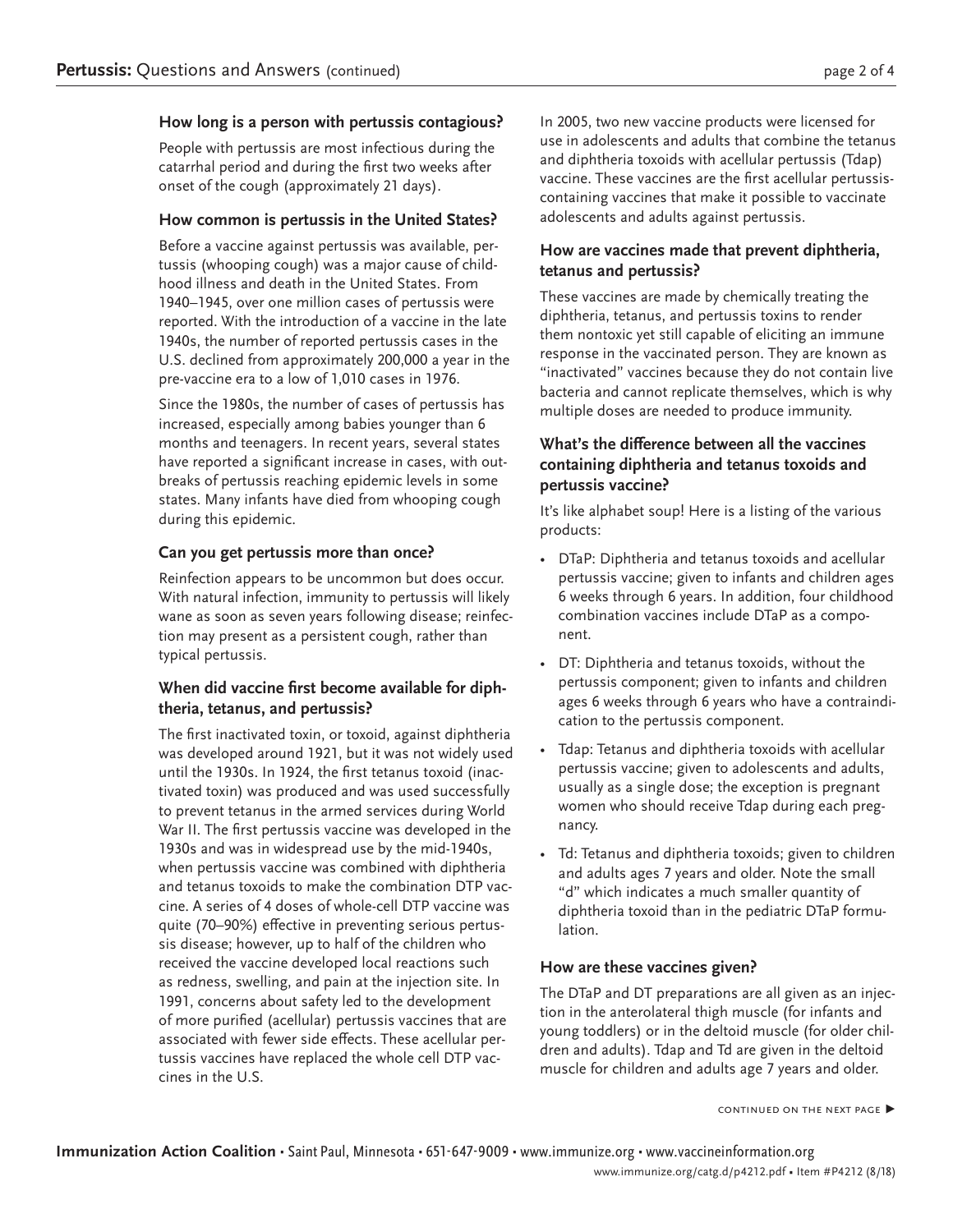### How long is a person with pertussis contagious?

People with pertussis are most infectious during the catarrhal period and during the first two weeks after onset of the cough (approximately 21 days).

### How common is pertussis in the United States?

Before a vaccine against pertussis was available, pertussis (whooping cough) was a major cause of childhood illness and death in the United States. From 1940–1945, over one million cases of pertussis were reported. With the introduction of a vaccine in the late 1940s, the number of reported pertussis cases in the U.S. declined from approximately 200,000 a year in the pre-vaccine era to a low of 1,010 cases in 1976.

Since the 1980s, the number of cases of pertussis has increased, especially among babies younger than 6 months and teenagers. In recent years, several states have reported a significant increase in cases, with outbreaks of pertussis reaching epidemic levels in some states. Many infants have died from whooping cough during this epidemic.

### Can you get pertussis more than once?

Reinfection appears to be uncommon but does occur. With natural infection, immunity to pertussis will likely wane as soon as seven years following disease; reinfection may present as a persistent cough, rather than typical pertussis.

### When did vaccine first become available for diphtheria, tetanus, and pertussis?

The first inactivated toxin, or toxoid, against diphtheria was developed around 1921, but it was not widely used until the 1930s. In 1924, the first tetanus toxoid (inactivated toxin) was produced and was used successfully to prevent tetanus in the armed services during World War II. The first pertussis vaccine was developed in the 1930s and was in widespread use by the mid-1940s, when pertussis vaccine was combined with diphtheria and tetanus toxoids to make the combination DTP vaccine. A series of 4 doses of whole-cell DTP vaccine was quite (70–90%) effective in preventing serious pertussis disease; however, up to half of the children who received the vaccine developed local reactions such as redness, swelling, and pain at the injection site. In 1991, concerns about safety led to the development of more purified (acellular) pertussis vaccines that are associated with fewer side effects. These acellular pertussis vaccines have replaced the whole cell DTP vaccines in the U.S.

In 2005, two new vaccine products were licensed for use in adolescents and adults that combine the tetanus and diphtheria toxoids with acellular pertussis (Tdap) vaccine. These vaccines are the first acellular pertussis-containing vaccines that make it possible to vaccinate adolescents and adults against pertussis.

### How are vaccines made that prevent diphtheria, tetanus and pertussis?

These vaccines are made by chemically treating the diphtheria, tetanus, and pertussis toxins to render them nontoxic yet still capable of eliciting an immune response in the vaccinated person. They are known as "inactivated" vaccines because they do not contain live bacteria and cannot replicate themselves, which is why multiple doses are needed to produce immunity.

### What's the difference between all the vaccines containing diphtheria and tetanus toxoids and pertussis vaccine?

It's like alphabet soup! Here is a listing of the various products:

- DTaP: Diphtheria and tetanus toxoids and acellular pertussis vaccine; given to infants and children ages 6 weeks through 6 years. In addition, four childhood combination vaccines include DTaP as a component.
- DT: Diphtheria and tetanus toxoids, without the pertussis component; given to infants and children ages 6 weeks through 6 years who have a contraindication to the pertussis component.
- Tdap: Tetanus and diphtheria toxoids with acellular pertussis vaccine; given to adolescents and adults, usually as a single dose; the exception is pregnant women who should receive Tdap during each pregnancy.
- Td: Tetanus and diphtheria toxoids; given to children and adults ages 7 years and older. Note the small "d" which indicates a much smaller quantity of diphtheria toxoid than in the pediatric DTaP formulation.

### How are these vaccines given?

The DTaP and DT preparations are all given as an injection in the anterolateral thigh muscle (for infants and young toddlers) or in the deltoid muscle (for older children and adults). Tdap and Td are given in the deltoid muscle for children and adults age 7 years and older.

continued on the next page ▶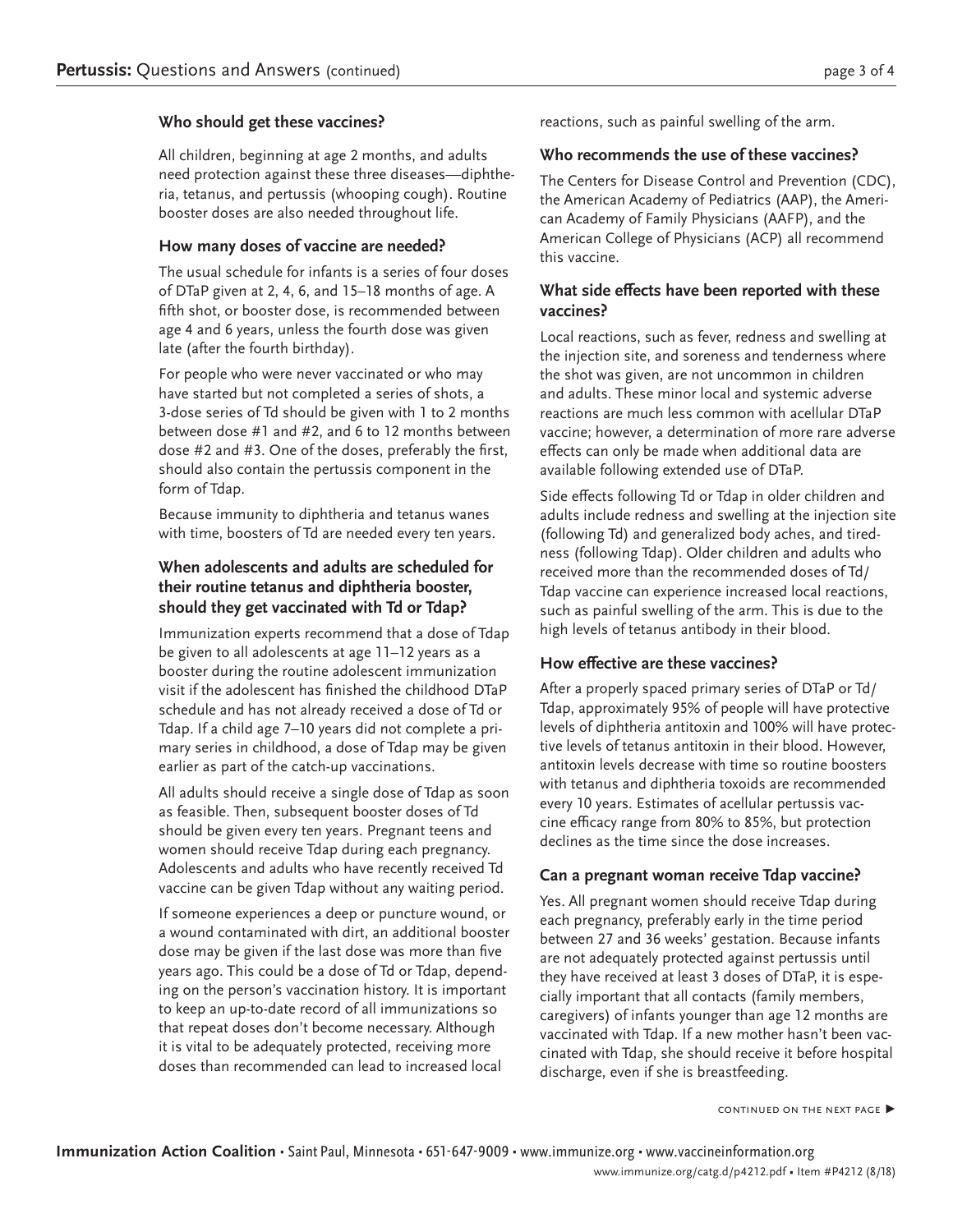### Who should get these vaccines?

All children, beginning at age 2 months, and adults need protection against these three diseases—diphtheria, tetanus, and pertussis (whooping cough). Routine booster doses are also needed throughout life.

### How many doses of vaccine are needed?

The usual schedule for infants is a series of four doses of DTaP given at 2, 4, 6, and 15–18 months of age. A fifth shot, or booster dose, is recommended between age 4 and 6 years, unless the fourth dose was given late (after the fourth birthday).

For people who were never vaccinated or who may have started but not completed a series of shots, a 3-dose series of Td should be given with 1 to 2 months between dose #1 and #2, and 6 to 12 months between dose #2 and #3. One of the doses, preferably the first, should also contain the pertussis component in the form of Tdap.

Because immunity to diphtheria and tetanus wanes with time, boosters of Td are needed every ten years.

### When adolescents and adults are scheduled for their routine tetanus and diphtheria booster, should they get vaccinated with Td or Tdap?

Immunization experts recommend that a dose of Tdap be given to all adolescents at age 11–12 years as a booster during the routine adolescent immunization visit if the adolescent has finished the childhood DTaP schedule and has not already received a dose of Td or Tdap. If a child age 7–10 years did not complete a primary series in childhood, a dose of Tdap may be given earlier as part of the catch-up vaccinations.

All adults should receive a single dose of Tdap as soon as feasible. Then, subsequent booster doses of Td should be given every ten years. Pregnant teens and women should receive Tdap during each pregnancy. Adolescents and adults who have recently received Td vaccine can be given Tdap without any waiting period.

If someone experiences a deep or puncture wound, or a wound contaminated with dirt, an additional booster dose may be given if the last dose was more than five years ago. This could be a dose of Td or Tdap, depending on the person's vaccination history. It is important to keep an up-to-date record of all immunizations so that repeat doses don't become necessary. Although it is vital to be adequately protected, receiving more doses than recommended can lead to increased local reactions, such as painful swelling of the arm.

### Who recommends the use of these vaccines?

The Centers for Disease Control and Prevention (CDC), the American Academy of Pediatrics (AAP), the American Academy of Family Physicians (AAFP), and the American College of Physicians (ACP) all recommend this vaccine.

### What side effects have been reported with these vaccines?

Local reactions, such as fever, redness and swelling at the injection site, and soreness and tenderness where the shot was given, are not uncommon in children and adults. These minor local and systemic adverse reactions are much less common with acellular DTaP vaccine; however, a determination of more rare adverse effects can only be made when additional data are available following extended use of DTaP.

Side effects following Td or Tdap in older children and adults include redness and swelling at the injection site (following Td) and generalized body aches, and tiredness (following Tdap). Older children and adults who received more than the recommended doses of Td/Tdap vaccine can experience increased local reactions, such as painful swelling of the arm. This is due to the high levels of tetanus antibody in their blood.

### How effective are these vaccines?

After a properly spaced primary series of DTaP or Td/Tdap, approximately 95% of people will have protective levels of diphtheria antitoxin and 100% will have protective levels of tetanus antitoxin in their blood. However, antitoxin levels decrease with time so routine boosters with tetanus and diphtheria toxoids are recommended every 10 years. Estimates of acellular pertussis vaccine efficacy range from 80% to 85%, but protection declines as the time since the dose increases.

### Can a pregnant woman receive Tdap vaccine?

Yes. All pregnant women should receive Tdap during each pregnancy, preferably early in the time period between 27 and 36 weeks' gestation. Because infants are not adequately protected against pertussis until they have received at least 3 doses of DTaP, it is especially important that all contacts (family members, caregivers) of infants younger than age 12 months are vaccinated with Tdap. If a new mother hasn't been vaccinated with Tdap, she should receive it before hospital discharge, even if she is breastfeeding.

continued on the next page ►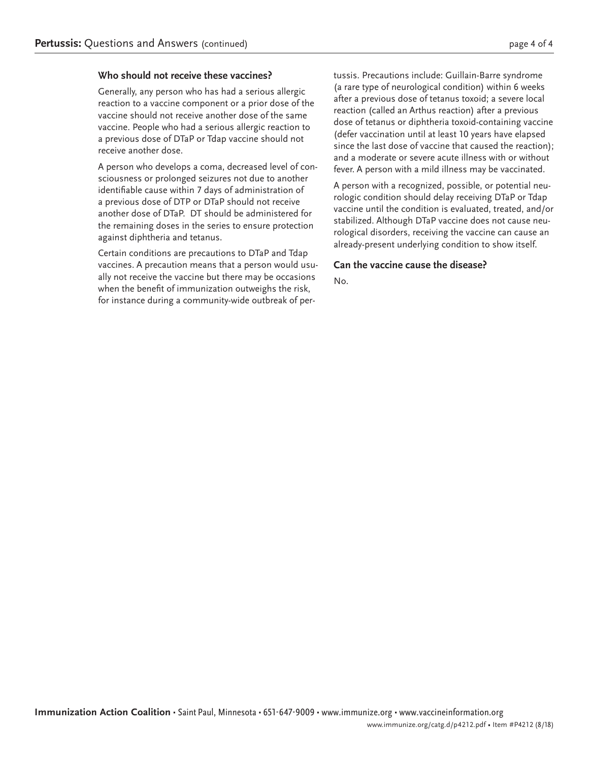### Who should not receive these vaccines?

Generally, any person who has had a serious allergic reaction to a vaccine component or a prior dose of the vaccine should not receive another dose of the same vaccine. People who had a serious allergic reaction to a previous dose of DTaP or Tdap vaccine should not receive another dose.

A person who develops a coma, decreased level of consciousness or prolonged seizures not due to another identifiable cause within 7 days of administration of a previous dose of DTP or DTaP should not receive another dose of DTaP. DT should be administered for the remaining doses in the series to ensure protection against diphtheria and tetanus.

Certain conditions are precautions to DTaP and Tdap vaccines. A precaution means that a person would usually not receive the vaccine but there may be occasions when the benefit of immunization outweighs the risk, for instance during a community-wide outbreak of pertussis. Precautions include: Guillain-Barre syndrome (a rare type of neurological condition) within 6 weeks after a previous dose of tetanus toxoid; a severe local reaction (called an Arthus reaction) after a previous dose of tetanus or diphtheria toxoid-containing vaccine (defer vaccination until at least 10 years have elapsed since the last dose of vaccine that caused the reaction); and a moderate or severe acute illness with or without fever. A person with a mild illness may be vaccinated.

A person with a recognized, possible, or potential neurologic condition should delay receiving DTaP or Tdap vaccine until the condition is evaluated, treated, and/or stabilized. Although DTaP vaccine does not cause neurological disorders, receiving the vaccine can cause an already-present underlying condition to show itself.

### Can the vaccine cause the disease?

No.

**Immunization Action Coalition** • Saint Paul, Minnesota • 651-647-9009 • www.immunize.org • www.vaccineinformation.org

www.immunize.org/catg.d/p4212.pdf • Item #P4212 (8/18)